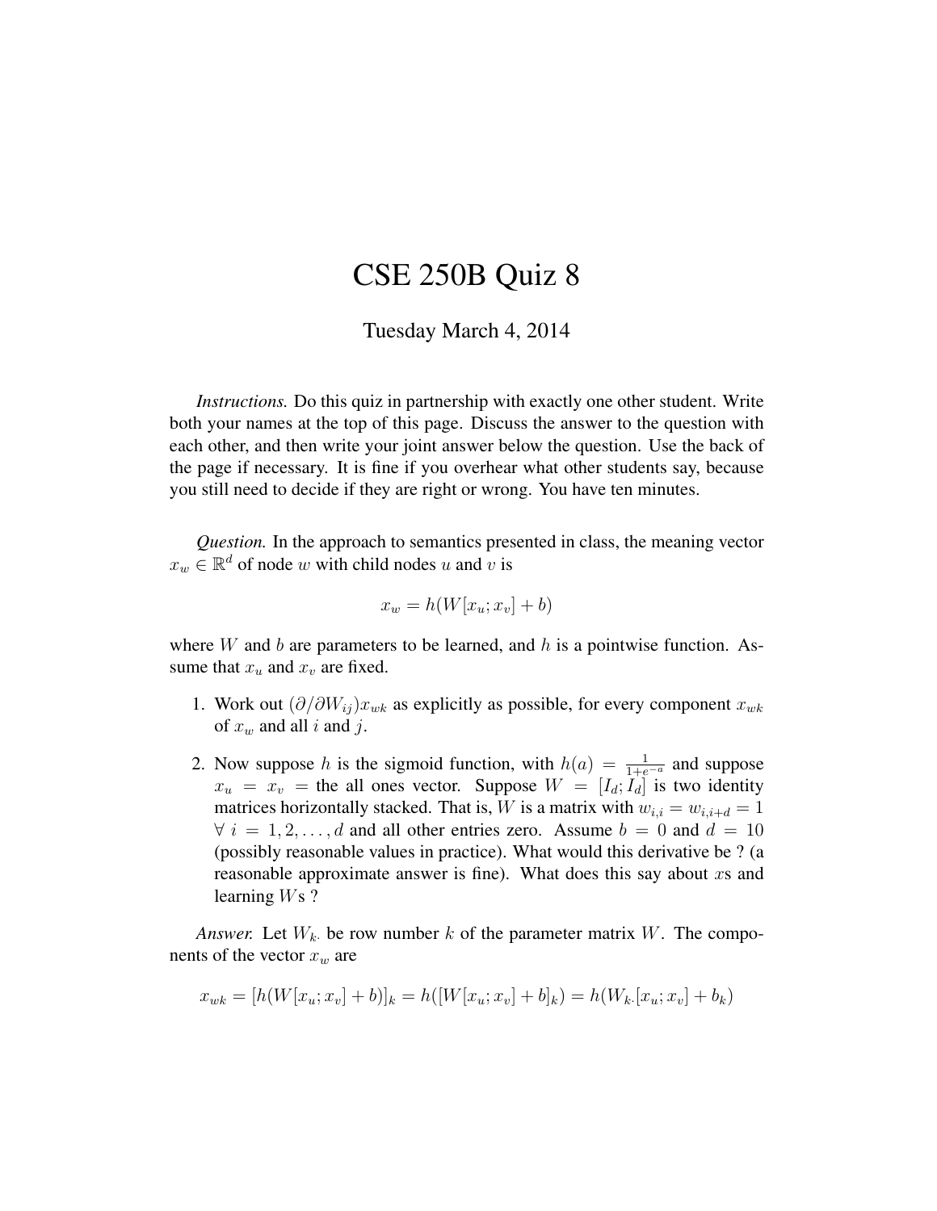# CSE 250B Quiz 8

Tuesday March 4, 2014

*Instructions.* Do this quiz in partnership with exactly one other student. Write both your names at the top of this page. Discuss the answer to the question with each other, and then write your joint answer below the question. Use the back of the page if necessary. It is fine if you overhear what other students say, because you still need to decide if they are right or wrong. You have ten minutes.

*Question.* In the approach to semantics presented in class, the meaning vector $x_w \in \mathbb{R}^d$ of node $w$ with child nodes $u$ and $v$ is

$$x_w = h(W[x_u; x_v] + b)$$

where $W$ and $b$ are parameters to be learned, and $h$ is a pointwise function. Assume that $x_u$ and $x_v$ are fixed.

1. Work out $(\partial/\partial W_{ij})x_{wk}$ as explicitly as possible, for every component $x_{wk}$ of $x_w$ and all $i$ and $j$.

2. Now suppose $h$ is the sigmoid function, with $h(a) = \frac{1}{1+e^{-a}}$ and suppose $x_u = x_v =$ the all ones vector. Suppose $W = [I_d; I_d]$ is two identity matrices horizontally stacked. That is, $W$ is a matrix with $w_{i,i} = w_{i,i+d} = 1$ $\forall\ i = 1, 2, \ldots, d$ and all other entries zero. Assume $b = 0$ and $d = 10$ (possibly reasonable values in practice). What would this derivative be ? (a reasonable approximate answer is fine). What does this say about $x$s and learning $W$s ?

*Answer.* Let $W_{k\cdot}$ be row number $k$ of the parameter matrix $W$. The components of the vector $x_w$ are

$$x_{wk} = [h(W[x_u; x_v] + b)]_k = h([W[x_u; x_v] + b]_k) = h(W_{k\cdot}[x_u; x_v] + b_k)$$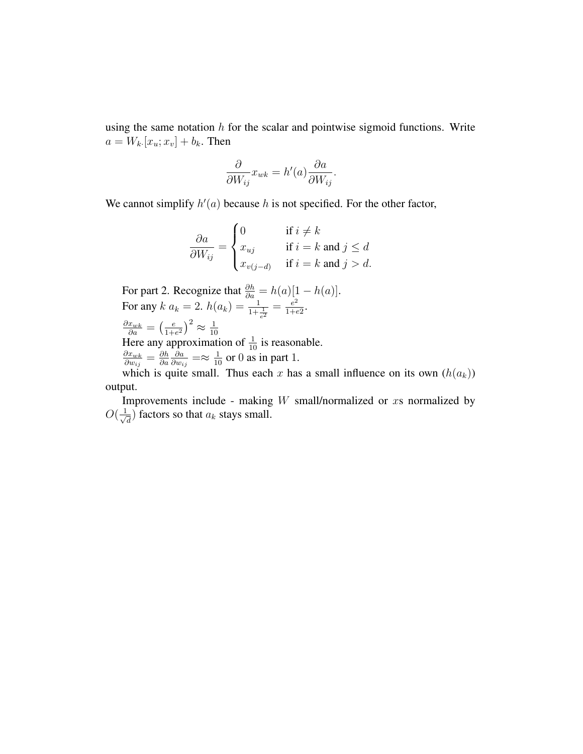using the same notation $h$ for the scalar and pointwise sigmoid functions. Write $a = W_{k\cdot}[x_u; x_v] + b_k$. Then

$$\frac{\partial}{\partial W_{ij}} x_{wk} = h'(a) \frac{\partial a}{\partial W_{ij}}.$$

We cannot simplify $h'(a)$ because $h$ is not specified. For the other factor,

$$\frac{\partial a}{\partial W_{ij}} = \begin{cases} 0 & \text{if } i \neq k \\ x_{uj} & \text{if } i = k \text{ and } j \leq d \\ x_{v(j-d)} & \text{if } i = k \text{ and } j > d. \end{cases}$$

For part 2. Recognize that $\frac{\partial h}{\partial a} = h(a)[1 - h(a)]$.

For any $k$ $a_k = 2$. $h(a_k) = \frac{1}{1+\frac{1}{e^2}} = \frac{e^2}{1+e2}$.

$\frac{\partial x_{wk}}{\partial a} = \left(\frac{e}{1+e^2}\right)^2 \approx \frac{1}{10}$

Here any approximation of $\frac{1}{10}$ is reasonable.

$\frac{\partial x_{wk}}{\partial w_{ij}} = \frac{\partial h}{\partial a} \frac{\partial a}{\partial w_{ij}} = \approx \frac{1}{10}$ or $0$ as in part $1$.

which is quite small. Thus each $x$ has a small influence on its own ($h(a_k)$) output.

Improvements include - making $W$ small/normalized or $x$s normalized by $O(\frac{1}{\sqrt{d}})$ factors so that $a_k$ stays small.